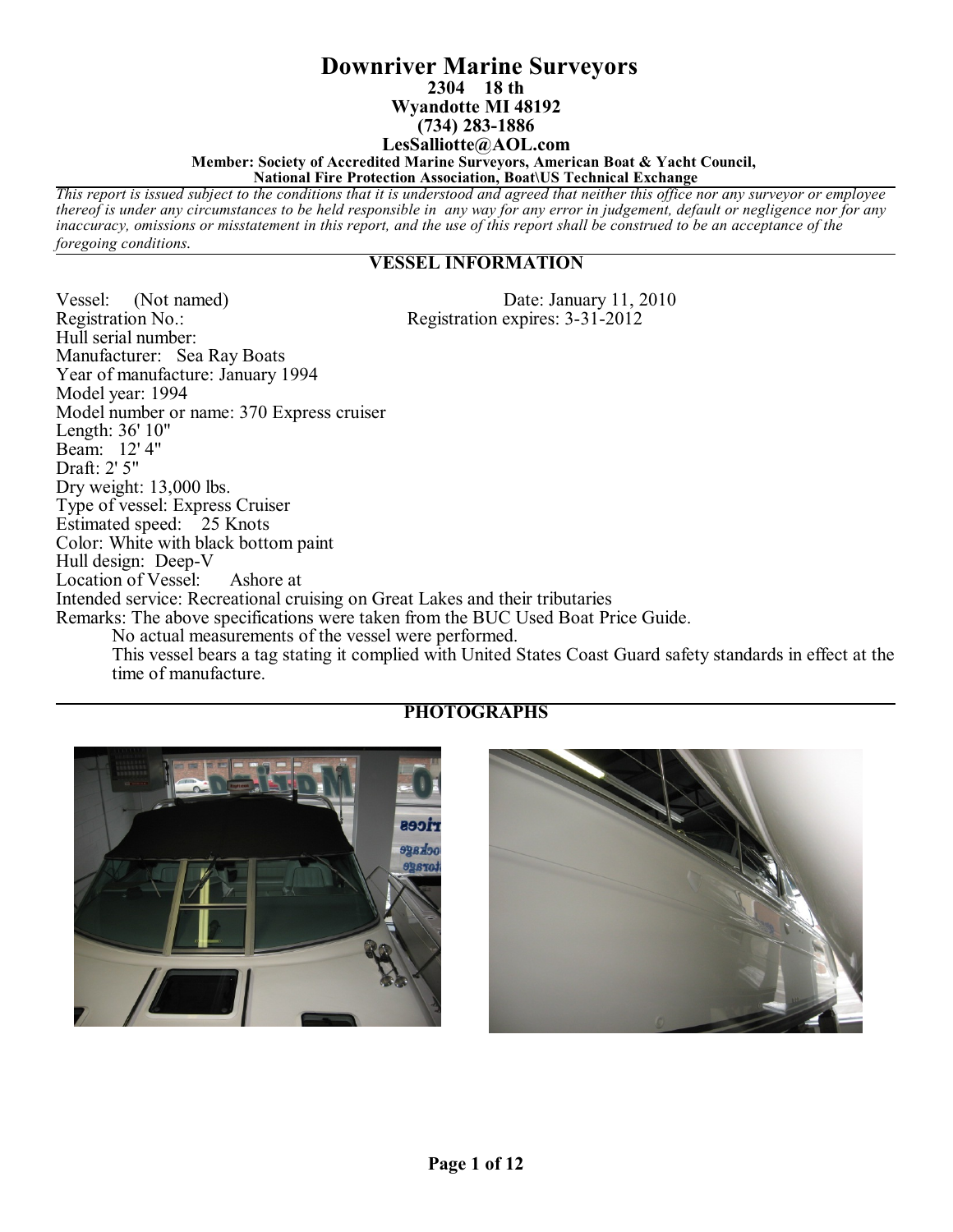# Downriver Marine Surveyors

**2304 18 th**
**Wyandotte MI 48192**
**(734) 283-1886**
**LesSalliotte@AOL.com**

**Member: Society of Accredited Marine Surveyors, American Boat & Yacht Council, National Fire Protection Association, Boat\US Technical Exchange**

*This report is issued subject to the conditions that it is understood and agreed that neither this office nor any surveyor or employee thereof is under any circumstances to be held responsible in any way for any error in judgement, default or negligence nor for any inaccuracy, omissions or misstatement in this report, and the use of this report shall be construed to be an acceptance of the foregoing conditions.*

## VESSEL INFORMATION

Vessel: (Not named) Date: January 11, 2010
Registration No.: Registration expires: 3-31-2012
Hull serial number:
Manufacturer: Sea Ray Boats
Year of manufacture: January 1994
Model year: 1994
Model number or name: 370 Express cruiser
Length: 36' 10"
Beam: 12' 4"
Draft: 2' 5"
Dry weight: 13,000 lbs.
Type of vessel: Express Cruiser
Estimated speed: 25 Knots
Color: White with black bottom paint
Hull design: Deep-V
Location of Vessel: Ashore at
Intended service: Recreational cruising on Great Lakes and their tributaries
Remarks: The above specifications were taken from the BUC Used Boat Price Guide.
No actual measurements of the vessel were performed.
This vessel bears a tag stating it complied with United States Coast Guard safety standards in effect at the time of manufacture.

## PHOTOGRAPHS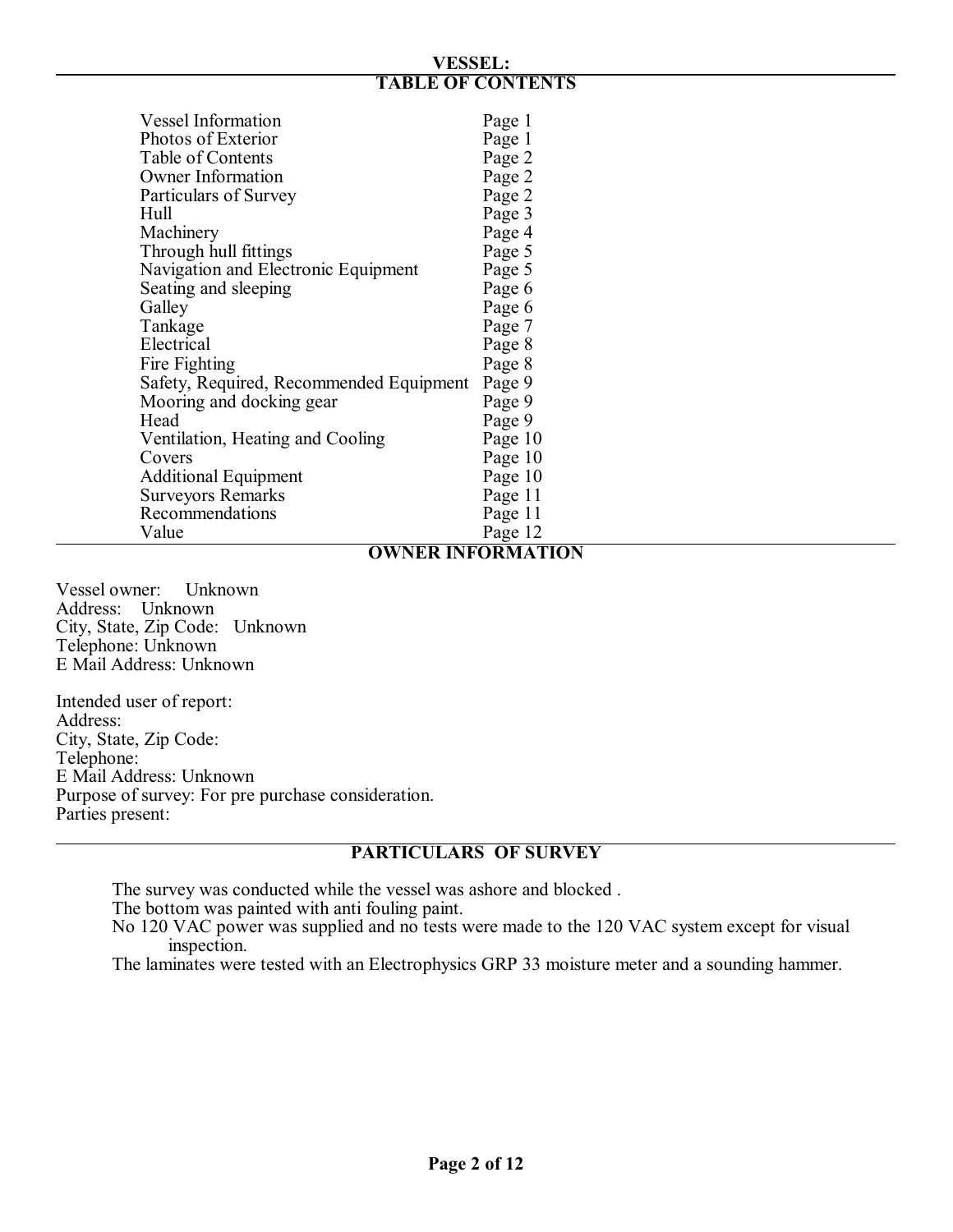**VESSEL:**

## TABLE OF CONTENTS

| | |
|---|---|
| Vessel Information | Page 1 |
| Photos of Exterior | Page 1 |
| Table of Contents | Page 2 |
| Owner Information | Page 2 |
| Particulars of Survey | Page 2 |
| Hull | Page 3 |
| Machinery | Page 4 |
| Through hull fittings | Page 5 |
| Navigation and Electronic Equipment | Page 5 |
| Seating and sleeping | Page 6 |
| Galley | Page 6 |
| Tankage | Page 7 |
| Electrical | Page 8 |
| Fire Fighting | Page 8 |
| Safety, Required, Recommended Equipment | Page 9 |
| Mooring and docking gear | Page 9 |
| Head | Page 9 |
| Ventilation, Heating and Cooling | Page 10 |
| Covers | Page 10 |
| Additional Equipment | Page 10 |
| Surveyors Remarks | Page 11 |
| Recommendations | Page 11 |
| Value | Page 12 |

## OWNER INFORMATION

Vessel owner: Unknown
Address: Unknown
City, State, Zip Code: Unknown
Telephone: Unknown
E Mail Address: Unknown

Intended user of report:
Address:
City, State, Zip Code:
Telephone:
E Mail Address: Unknown
Purpose of survey: For pre purchase consideration.
Parties present:

## PARTICULARS OF SURVEY

The survey was conducted while the vessel was ashore and blocked .
The bottom was painted with anti fouling paint.
No 120 VAC power was supplied and no tests were made to the 120 VAC system except for visual inspection.
The laminates were tested with an Electrophysics GRP 33 moisture meter and a sounding hammer.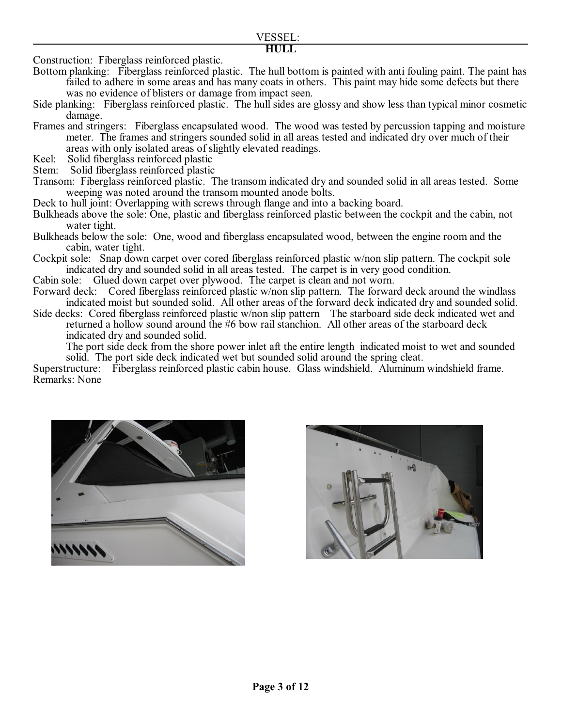VESSEL:

## HULL

Construction: Fiberglass reinforced plastic.

Bottom planking: Fiberglass reinforced plastic. The hull bottom is painted with anti fouling paint. The paint has failed to adhere in some areas and has many coats in others. This paint may hide some defects but there was no evidence of blisters or damage from impact seen.

Side planking: Fiberglass reinforced plastic. The hull sides are glossy and show less than typical minor cosmetic damage.

Frames and stringers: Fiberglass encapsulated wood. The wood was tested by percussion tapping and moisture meter. The frames and stringers sounded solid in all areas tested and indicated dry over much of their areas with only isolated areas of slightly elevated readings.

Keel: Solid fiberglass reinforced plastic

Stem: Solid fiberglass reinforced plastic

Transom: Fiberglass reinforced plastic. The transom indicated dry and sounded solid in all areas tested. Some weeping was noted around the transom mounted anode bolts.

Deck to hull joint: Overlapping with screws through flange and into a backing board.

Bulkheads above the sole: One, plastic and fiberglass reinforced plastic between the cockpit and the cabin, not water tight.

Bulkheads below the sole: One, wood and fiberglass encapsulated wood, between the engine room and the cabin, water tight.

Cockpit sole: Snap down carpet over cored fiberglass reinforced plastic w/non slip pattern. The cockpit sole indicated dry and sounded solid in all areas tested. The carpet is in very good condition.

Cabin sole: Glued down carpet over plywood. The carpet is clean and not worn.

Forward deck: Cored fiberglass reinforced plastic w/non slip pattern. The forward deck around the windlass indicated moist but sounded solid. All other areas of the forward deck indicated dry and sounded solid.

Side decks: Cored fiberglass reinforced plastic w/non slip pattern The starboard side deck indicated wet and returned a hollow sound around the #6 bow rail stanchion. All other areas of the starboard deck indicated dry and sounded solid.

The port side deck from the shore power inlet aft the entire length indicated moist to wet and sounded solid. The port side deck indicated wet but sounded solid around the spring cleat.

Superstructure: Fiberglass reinforced plastic cabin house. Glass windshield. Aluminum windshield frame.

Remarks: None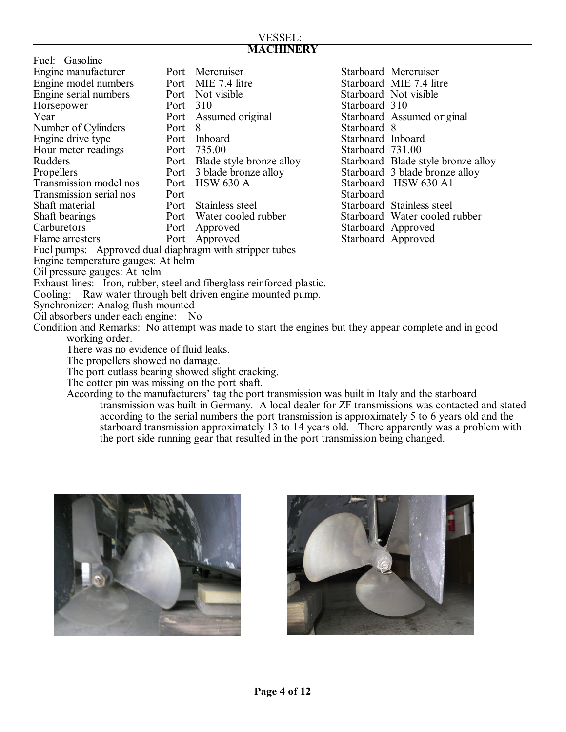VESSEL:

## MACHINERY

Fuel: Gasoline

| | | |
|---|---|---|
| Engine manufacturer | Port Mercruiser | Starboard Mercruiser |
| Engine model numbers | Port MIE 7.4 litre | Starboard MIE 7.4 litre |
| Engine serial numbers | Port Not visible | Starboard Not visible |
| Horsepower | Port 310 | Starboard 310 |
| Year | Port Assumed original | Starboard Assumed original |
| Number of Cylinders | Port 8 | Starboard 8 |
| Engine drive type | Port Inboard | Starboard Inboard |
| Hour meter readings | Port 735.00 | Starboard 731.00 |
| Rudders | Port Blade style bronze alloy | Starboard Blade style bronze alloy |
| Propellers | Port 3 blade bronze alloy | Starboard 3 blade bronze alloy |
| Transmission model nos | Port HSW 630 A | Starboard HSW 630 A1 |
| Transmission serial nos | Port | Starboard |
| Shaft material | Port Stainless steel | Starboard Stainless steel |
| Shaft bearings | Port Water cooled rubber | Starboard Water cooled rubber |
| Carburetors | Port Approved | Starboard Approved |
| Flame arresters | Port Approved | Starboard Approved |

Fuel pumps: Approved dual diaphragm with stripper tubes

Engine temperature gauges: At helm

Oil pressure gauges: At helm

Exhaust lines: Iron, rubber, steel and fiberglass reinforced plastic.

Cooling: Raw water through belt driven engine mounted pump.

Synchronizer: Analog flush mounted

Oil absorbers under each engine: No

Condition and Remarks: No attempt was made to start the engines but they appear complete and in good working order.

There was no evidence of fluid leaks.

The propellers showed no damage.

The port cutlass bearing showed slight cracking.

The cotter pin was missing on the port shaft.

According to the manufacturers' tag the port transmission was built in Italy and the starboard transmission was built in Germany. A local dealer for ZF transmissions was contacted and stated according to the serial numbers the port transmission is approximately 5 to 6 years old and the starboard transmission approximately 13 to 14 years old. There apparently was a problem with the port side running gear that resulted in the port transmission being changed.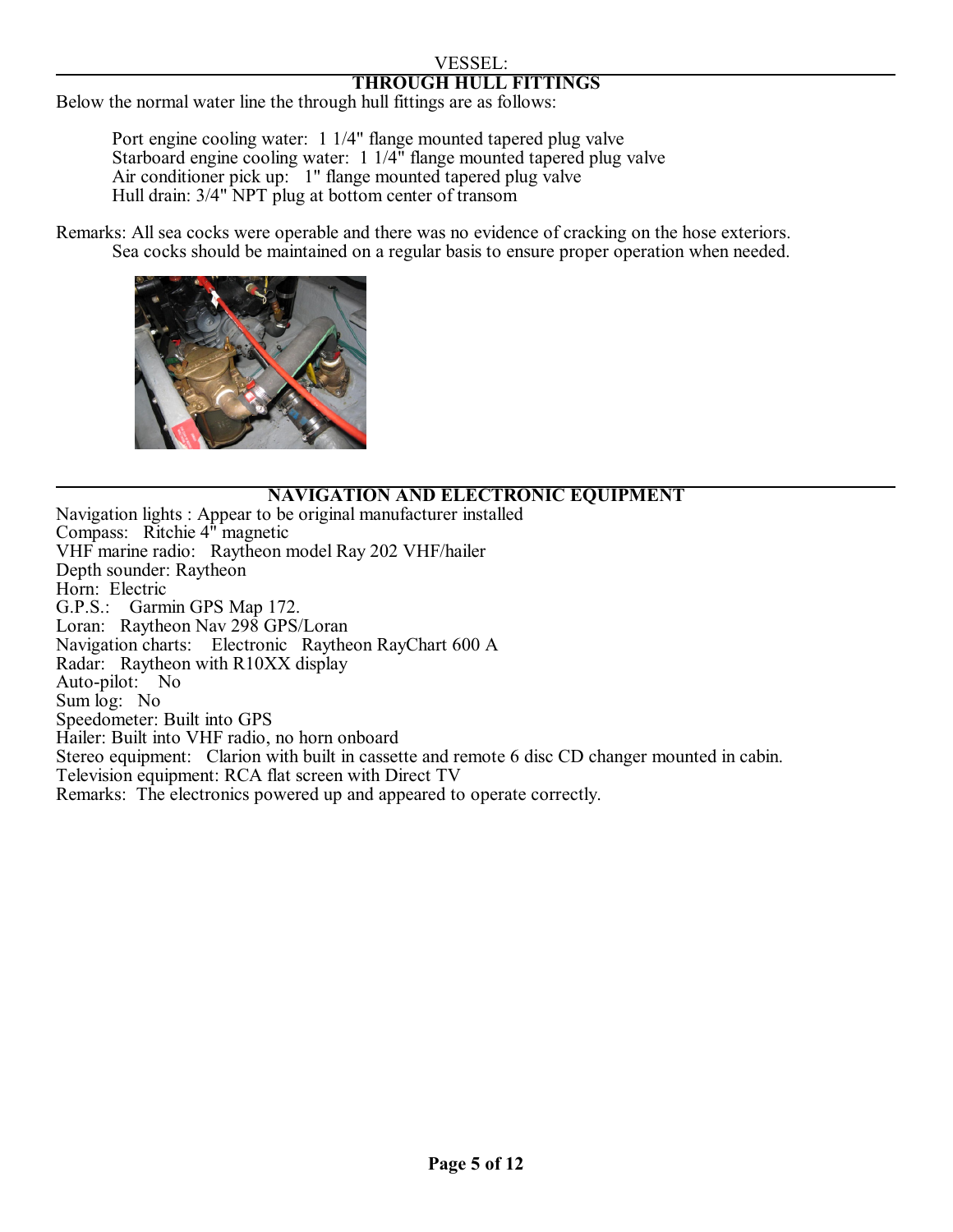## THROUGH HULL FITTINGS

Below the normal water line the through hull fittings are as follows:

Port engine cooling water: 1 1/4" flange mounted tapered plug valve
Starboard engine cooling water: 1 1/4" flange mounted tapered plug valve
Air conditioner pick up: 1" flange mounted tapered plug valve
Hull drain: 3/4" NPT plug at bottom center of transom

Remarks: All sea cocks were operable and there was no evidence of cracking on the hose exteriors. Sea cocks should be maintained on a regular basis to ensure proper operation when needed.

## NAVIGATION AND ELECTRONIC EQUIPMENT

Navigation lights : Appear to be original manufacturer installed
Compass: Ritchie 4" magnetic
VHF marine radio: Raytheon model Ray 202 VHF/hailer
Depth sounder: Raytheon
Horn: Electric
G.P.S.: Garmin GPS Map 172.
Loran: Raytheon Nav 298 GPS/Loran
Navigation charts: Electronic Raytheon RayChart 600 A
Radar: Raytheon with R10XX display
Auto-pilot: No
Sum log: No
Speedometer: Built into GPS
Hailer: Built into VHF radio, no horn onboard
Stereo equipment: Clarion with built in cassette and remote 6 disc CD changer mounted in cabin.
Television equipment: RCA flat screen with Direct TV
Remarks: The electronics powered up and appeared to operate correctly.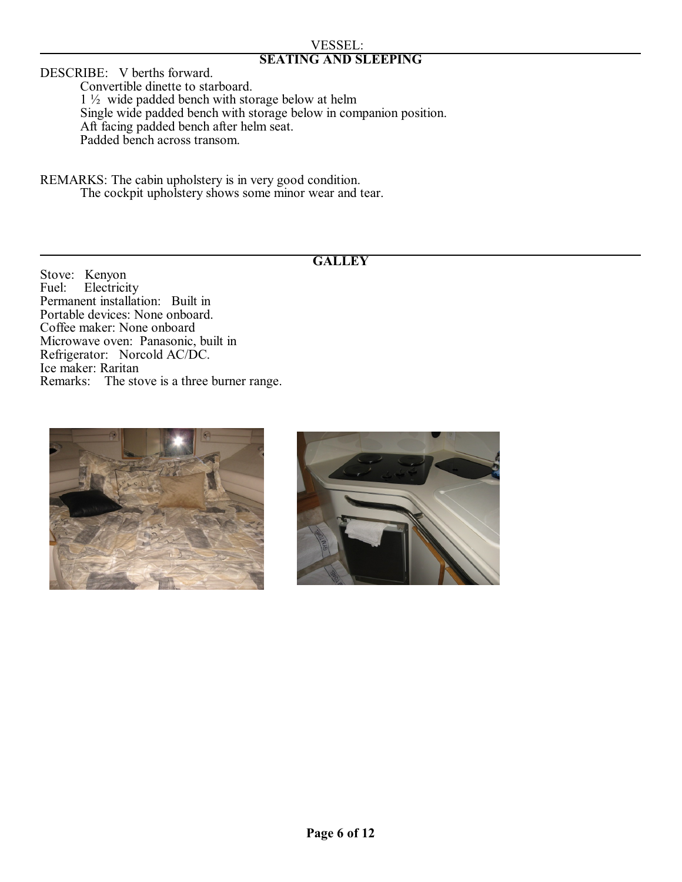VESSEL:

## SEATING AND SLEEPING

DESCRIBE: V berths forward.
Convertible dinette to starboard.
1 ½ wide padded bench with storage below at helm
Single wide padded bench with storage below in companion position.
Aft facing padded bench after helm seat.
Padded bench across transom.

REMARKS: The cabin upholstery is in very good condition.
The cockpit upholstery shows some minor wear and tear.

## GALLEY

Stove: Kenyon
Fuel: Electricity
Permanent installation: Built in
Portable devices: None onboard.
Coffee maker: None onboard
Microwave oven: Panasonic, built in
Refrigerator: Norcold AC/DC.
Ice maker: Raritan
Remarks: The stove is a three burner range.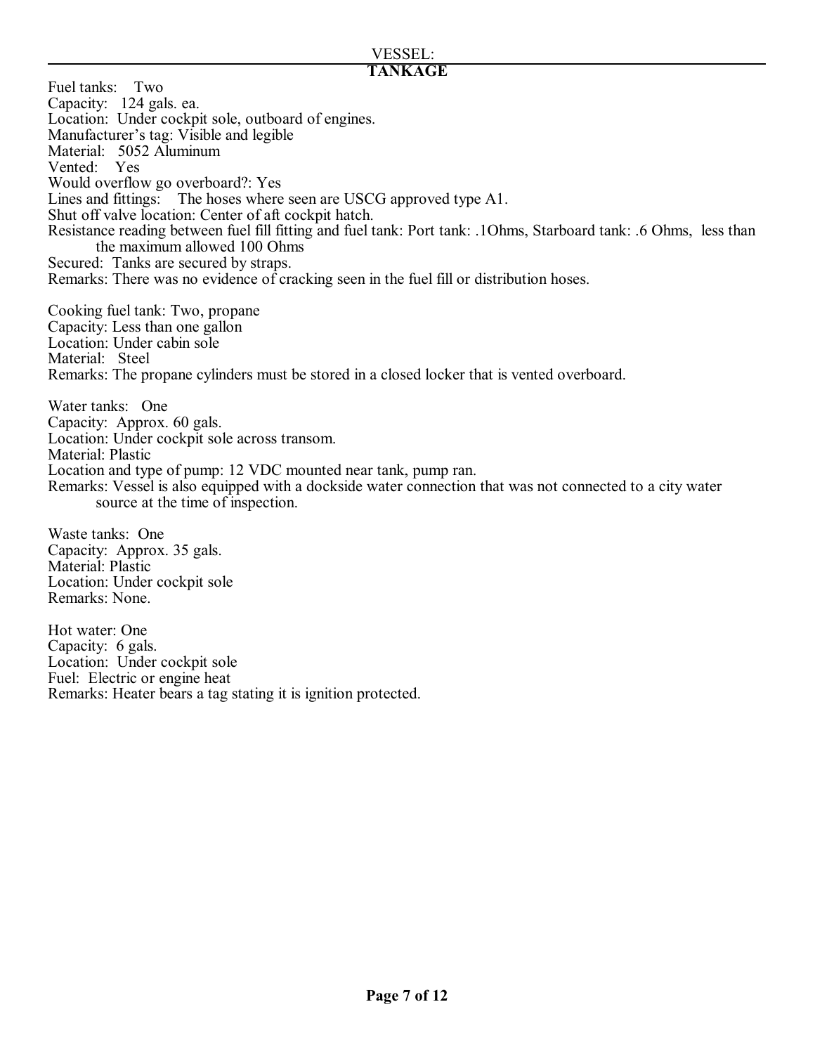## TANKAGE

Fuel tanks: Two
Capacity: 124 gals. ea.
Location: Under cockpit sole, outboard of engines.
Manufacturer's tag: Visible and legible
Material: 5052 Aluminum
Vented: Yes
Would overflow go overboard?: Yes
Lines and fittings: The hoses where seen are USCG approved type A1.
Shut off valve location: Center of aft cockpit hatch.
Resistance reading between fuel fill fitting and fuel tank: Port tank: .1Ohms, Starboard tank: .6 Ohms, less than the maximum allowed 100 Ohms
Secured: Tanks are secured by straps.
Remarks: There was no evidence of cracking seen in the fuel fill or distribution hoses.

Cooking fuel tank: Two, propane
Capacity: Less than one gallon
Location: Under cabin sole
Material: Steel
Remarks: The propane cylinders must be stored in a closed locker that is vented overboard.

Water tanks: One
Capacity: Approx. 60 gals.
Location: Under cockpit sole across transom.
Material: Plastic
Location and type of pump: 12 VDC mounted near tank, pump ran.
Remarks: Vessel is also equipped with a dockside water connection that was not connected to a city water source at the time of inspection.

Waste tanks: One
Capacity: Approx. 35 gals.
Material: Plastic
Location: Under cockpit sole
Remarks: None.

Hot water: One
Capacity: 6 gals.
Location: Under cockpit sole
Fuel: Electric or engine heat
Remarks: Heater bears a tag stating it is ignition protected.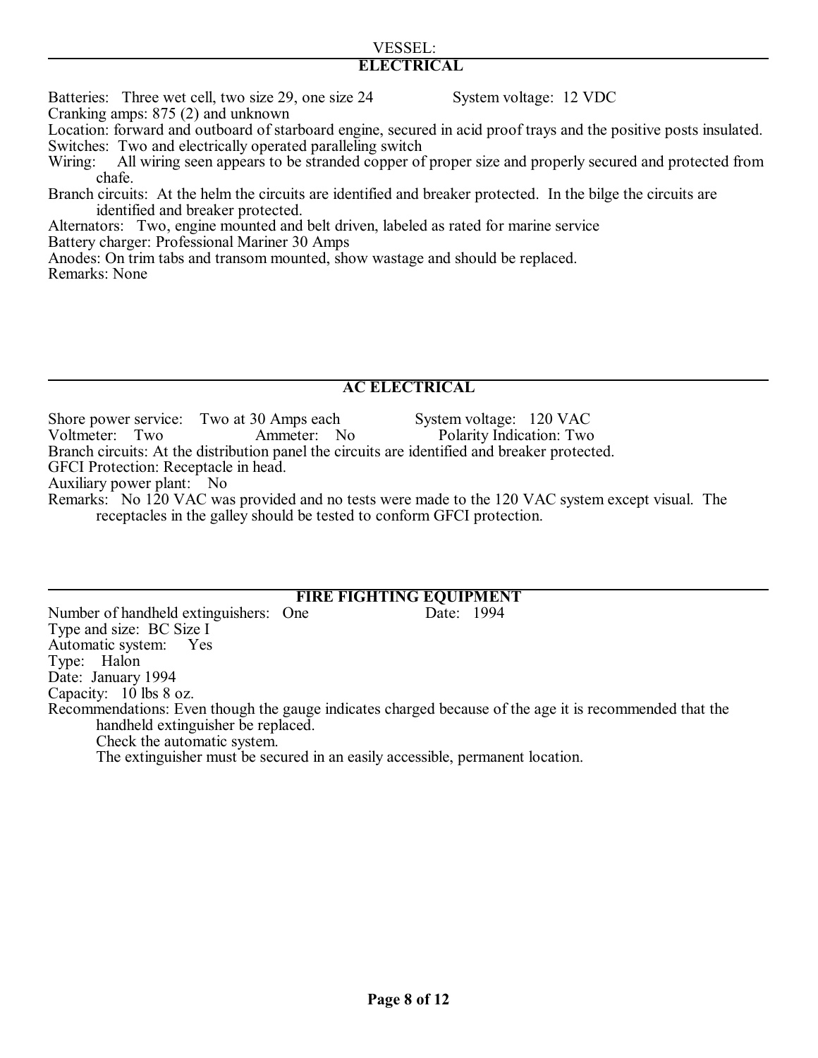## ELECTRICAL

Batteries: Three wet cell, two size 29, one size 24 System voltage: 12 VDC

Cranking amps: 875 (2) and unknown

Location: forward and outboard of starboard engine, secured in acid proof trays and the positive posts insulated.

Switches: Two and electrically operated paralleling switch

Wiring: All wiring seen appears to be stranded copper of proper size and properly secured and protected from chafe.

Branch circuits: At the helm the circuits are identified and breaker protected. In the bilge the circuits are identified and breaker protected.

Alternators: Two, engine mounted and belt driven, labeled as rated for marine service

Battery charger: Professional Mariner 30 Amps

Anodes: On trim tabs and transom mounted, show wastage and should be replaced.

Remarks: None

## AC ELECTRICAL

Shore power service: Two at 30 Amps each System voltage: 120 VAC

Voltmeter: Two Ammeter: No Polarity Indication: Two

Branch circuits: At the distribution panel the circuits are identified and breaker protected.

GFCI Protection: Receptacle in head.

Auxiliary power plant: No

Remarks: No 120 VAC was provided and no tests were made to the 120 VAC system except visual. The receptacles in the galley should be tested to conform GFCI protection.

## FIRE FIGHTING EQUIPMENT

Number of handheld extinguishers: One Date: 1994

Type and size: BC Size I

Automatic system: Yes

Type: Halon

Date: January 1994

Capacity: 10 lbs 8 oz.

Recommendations: Even though the gauge indicates charged because of the age it is recommended that the handheld extinguisher be replaced.

Check the automatic system.

The extinguisher must be secured in an easily accessible, permanent location.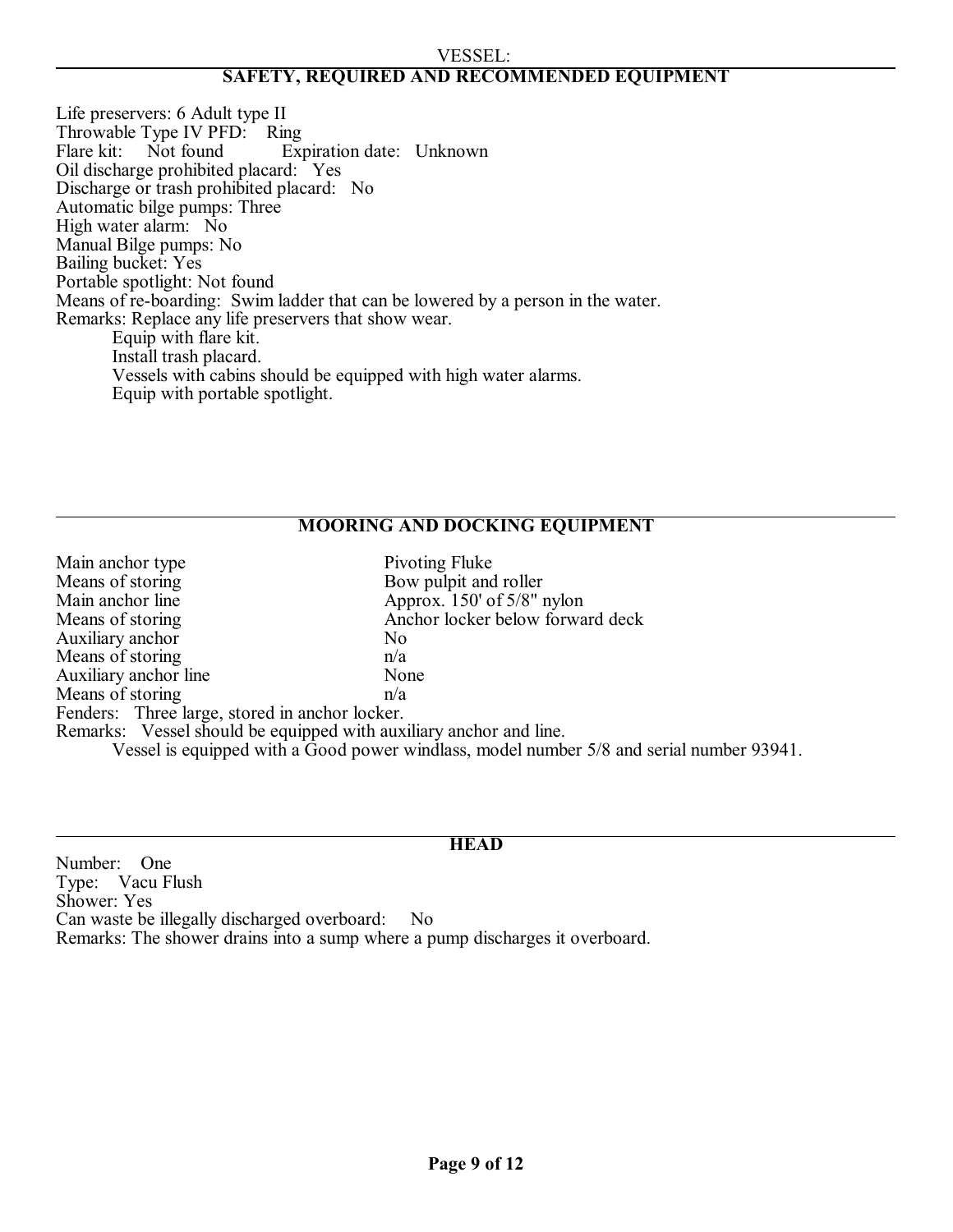## SAFETY, REQUIRED AND RECOMMENDED EQUIPMENT

Life preservers: 6 Adult type II
Throwable Type IV PFD: Ring
Flare kit: Not found Expiration date: Unknown
Oil discharge prohibited placard: Yes
Discharge or trash prohibited placard: No
Automatic bilge pumps: Three
High water alarm: No
Manual Bilge pumps: No
Bailing bucket: Yes
Portable spotlight: Not found
Means of re-boarding: Swim ladder that can be lowered by a person in the water.
Remarks: Replace any life preservers that show wear.
Equip with flare kit.
Install trash placard.
Vessels with cabins should be equipped with high water alarms.
Equip with portable spotlight.

## MOORING AND DOCKING EQUIPMENT

| | |
|---|---|
| Main anchor type | Pivoting Fluke |
| Means of storing | Bow pulpit and roller |
| Main anchor line | Approx. 150' of 5/8" nylon |
| Means of storing | Anchor locker below forward deck |
| Auxiliary anchor | No |
| Means of storing | n/a |
| Auxiliary anchor line | None |
| Means of storing | n/a |

Fenders: Three large, stored in anchor locker.
Remarks: Vessel should be equipped with auxiliary anchor and line.
Vessel is equipped with a Good power windlass, model number 5/8 and serial number 93941.

## HEAD

Number: One
Type: Vacu Flush
Shower: Yes
Can waste be illegally discharged overboard: No
Remarks: The shower drains into a sump where a pump discharges it overboard.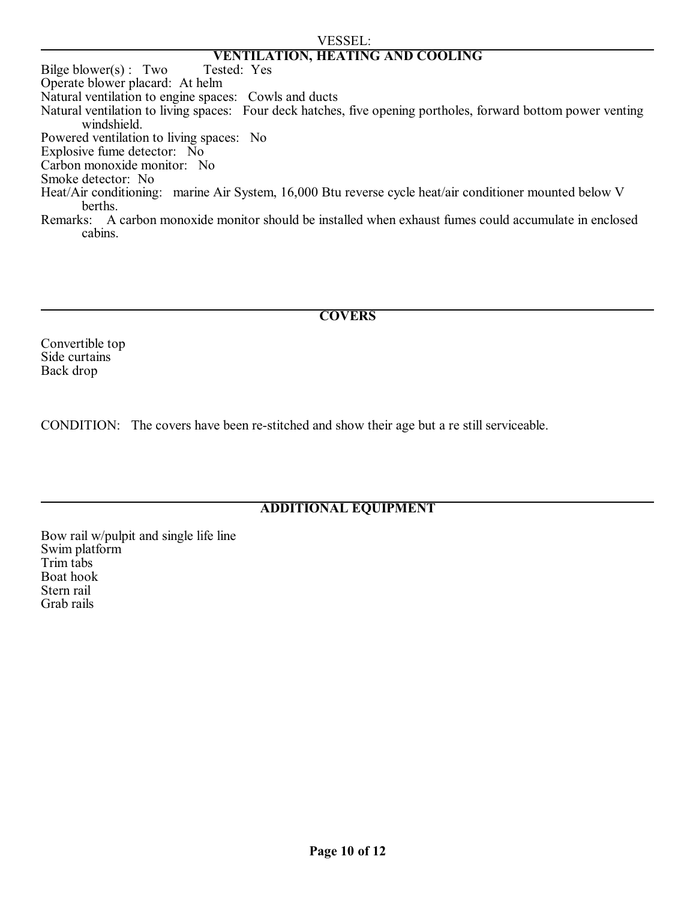VESSEL:

## VENTILATION, HEATING AND COOLING

Bilge blower(s) : Two Tested: Yes
Operate blower placard: At helm
Natural ventilation to engine spaces: Cowls and ducts
Natural ventilation to living spaces: Four deck hatches, five opening portholes, forward bottom power venting windshield.
Powered ventilation to living spaces: No
Explosive fume detector: No
Carbon monoxide monitor: No
Smoke detector: No
Heat/Air conditioning: marine Air System, 16,000 Btu reverse cycle heat/air conditioner mounted below V berths.
Remarks: A carbon monoxide monitor should be installed when exhaust fumes could accumulate in enclosed cabins.

## COVERS

Convertible top
Side curtains
Back drop

CONDITION: The covers have been re-stitched and show their age but a re still serviceable.

## ADDITIONAL EQUIPMENT

Bow rail w/pulpit and single life line
Swim platform
Trim tabs
Boat hook
Stern rail
Grab rails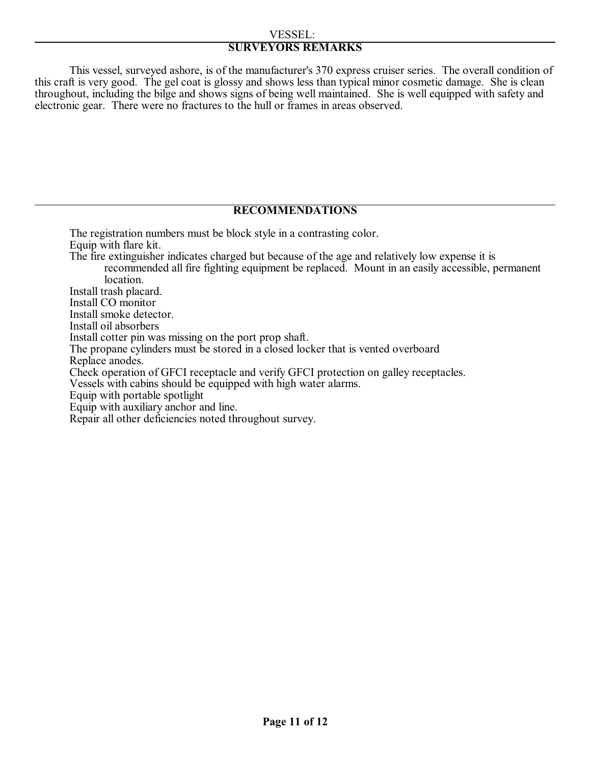## SURVEYORS REMARKS

This vessel, surveyed ashore, is of the manufacturer's 370 express cruiser series. The overall condition of this craft is very good. The gel coat is glossy and shows less than typical minor cosmetic damage. She is clean throughout, including the bilge and shows signs of being well maintained. She is well equipped with safety and electronic gear. There were no fractures to the hull or frames in areas observed.

## RECOMMENDATIONS

The registration numbers must be block style in a contrasting color.
Equip with flare kit.
The fire extinguisher indicates charged but because of the age and relatively low expense it is recommended all fire fighting equipment be replaced. Mount in an easily accessible, permanent location.
Install trash placard.
Install CO monitor
Install smoke detector.
Install oil absorbers
Install cotter pin was missing on the port prop shaft.
The propane cylinders must be stored in a closed locker that is vented overboard
Replace anodes.
Check operation of GFCI receptacle and verify GFCI protection on galley receptacles.
Vessels with cabins should be equipped with high water alarms.
Equip with portable spotlight
Equip with auxiliary anchor and line.
Repair all other deficiencies noted throughout survey.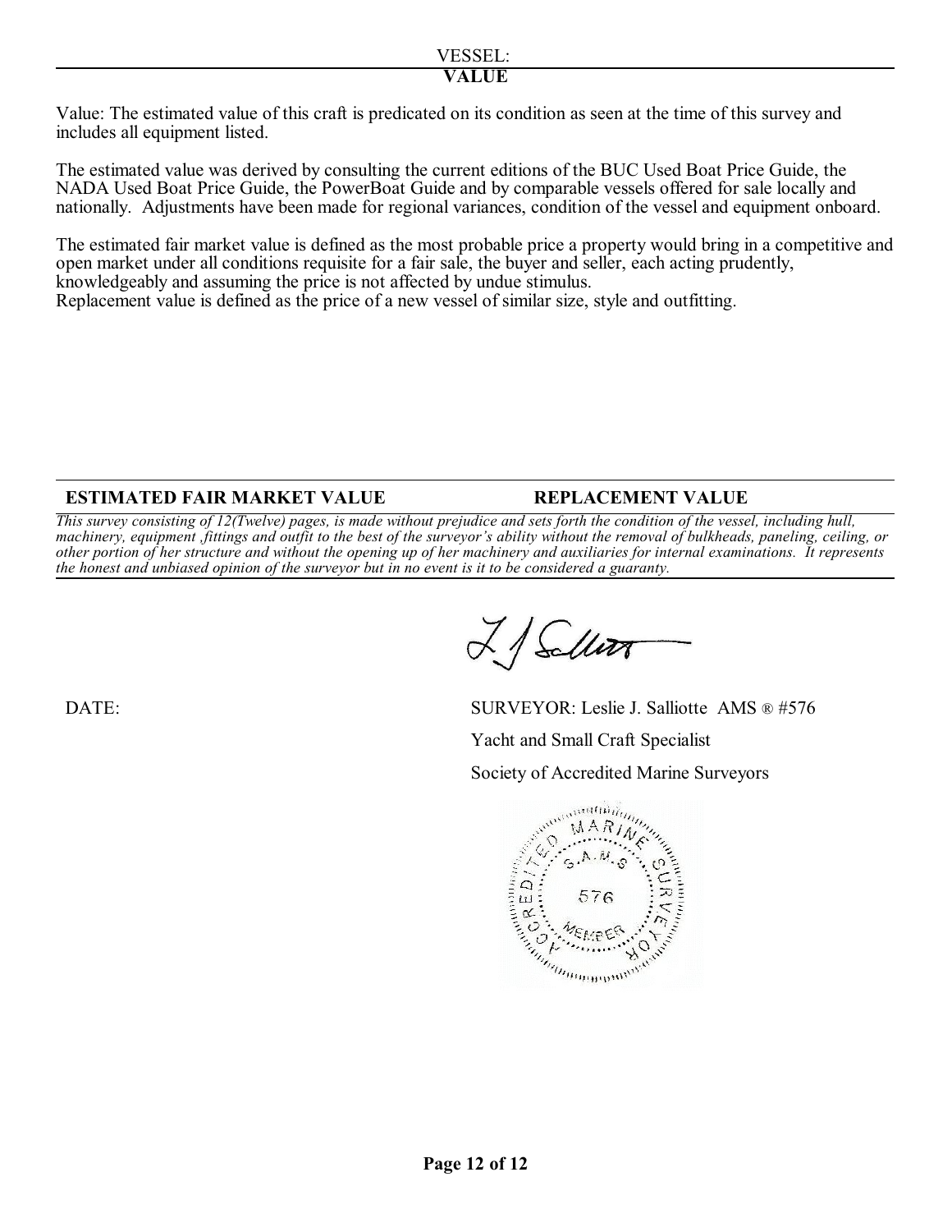VESSEL:

## VALUE

Value: The estimated value of this craft is predicated on its condition as seen at the time of this survey and includes all equipment listed.

The estimated value was derived by consulting the current editions of the BUC Used Boat Price Guide, the NADA Used Boat Price Guide, the PowerBoat Guide and by comparable vessels offered for sale locally and nationally. Adjustments have been made for regional variances, condition of the vessel and equipment onboard.

The estimated fair market value is defined as the most probable price a property would bring in a competitive and open market under all conditions requisite for a fair sale, the buyer and seller, each acting prudently, knowledgeably and assuming the price is not affected by undue stimulus.
Replacement value is defined as the price of a new vessel of similar size, style and outfitting.

| ESTIMATED FAIR MARKET VALUE | REPLACEMENT VALUE |
| --- | --- |

*This survey consisting of 12(Twelve) pages, is made without prejudice and sets forth the condition of the vessel, including hull, machinery, equipment ,fittings and outfit to the best of the surveyor's ability without the removal of bulkheads, paneling, ceiling, or other portion of her structure and without the opening up of her machinery and auxiliaries for internal examinations. It represents the honest and unbiased opinion of the surveyor but in no event is it to be considered a guaranty.*

DATE:

SURVEYOR: Leslie J. Salliotte AMS ® #576
Yacht and Small Craft Specialist
Society of Accredited Marine Surveyors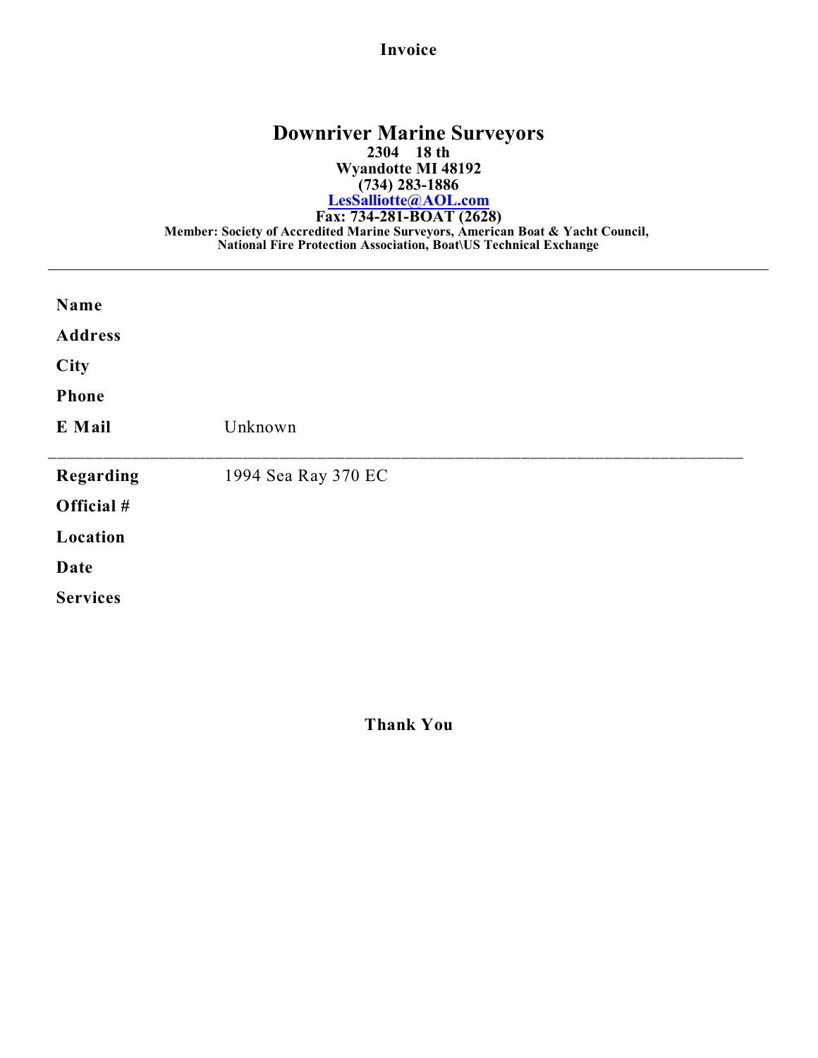**Invoice**

# Downriver Marine Surveyors

**2304 18 th**
**Wyandotte MI 48192**
**(734) 283-1886**
**LesSalliotte@AOL.com**
**Fax: 734-281-BOAT (2628)**
**Member: Society of Accredited Marine Surveyors, American Boat & Yacht Council, National Fire Protection Association, Boat\US Technical Exchange**

---

| | |
|---|---|
| **Name** | |
| **Address** | |
| **City** | |
| **Phone** | |
| **E Mail** | Unknown |

---

| | |
|---|---|
| **Regarding** | 1994 Sea Ray 370 EC |
| **Official #** | |
| **Location** | |
| **Date** | |
| **Services** | |

**Thank You**